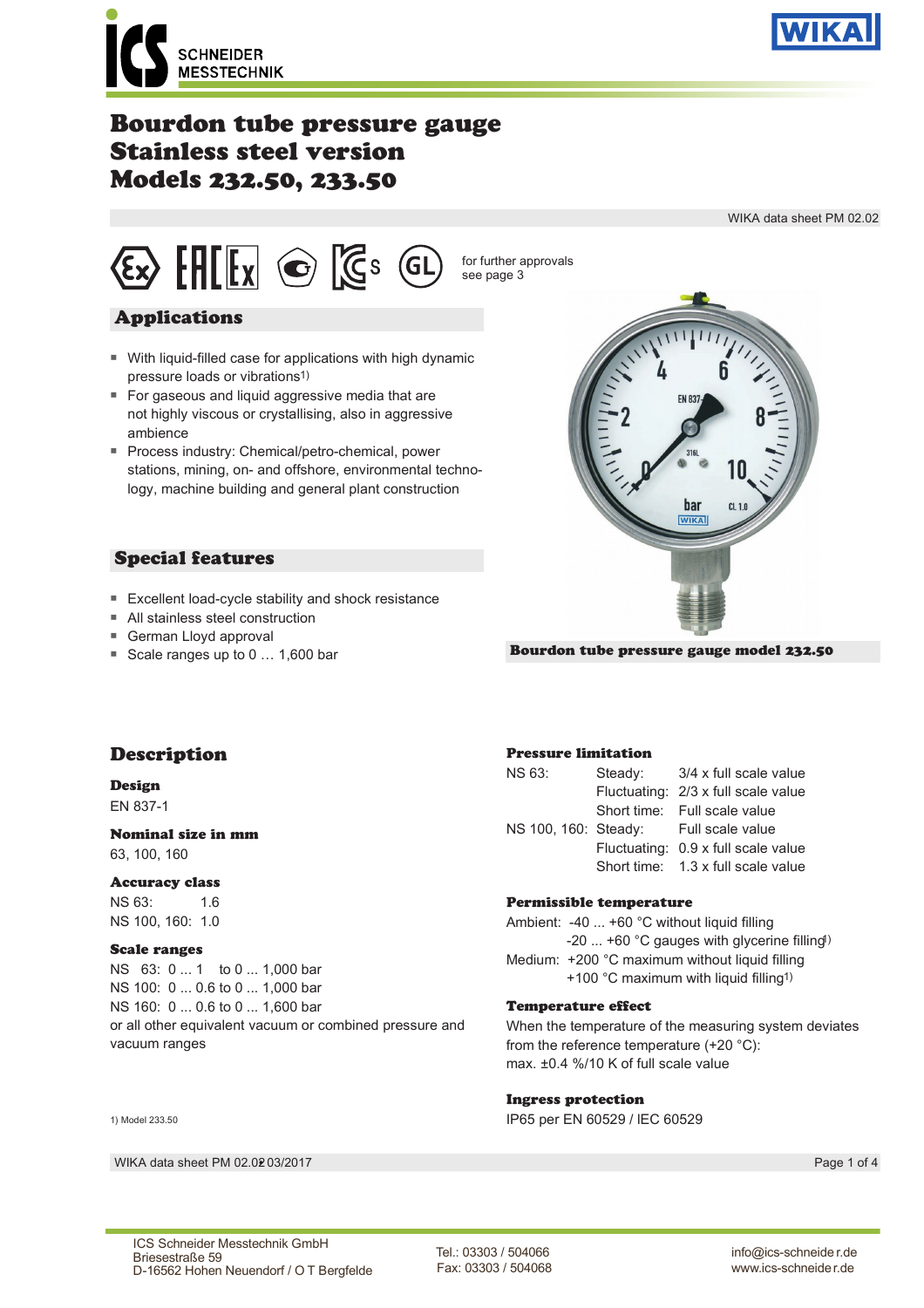# Bourdon tube pressure gauge
# Stainless steel version
# Models 232.50, 233.50

WIKA data sheet PM 02.02

for further approvals see page 3

## Applications

- With liquid-filled case for applications with high dynamic pressure loads or vibrations[1)]
- For gaseous and liquid aggressive media that are not highly viscous or crystallising, also in aggressive ambience
- Process industry: Chemical/petro-chemical, power stations, mining, on- and offshore, environmental technology, machine building and general plant construction

## Special features

- Excellent load-cycle stability and shock resistance
- All stainless steel construction
- German Lloyd approval
- Scale ranges up to 0 … 1,600 bar

**Bourdon tube pressure gauge model 232.50**

## Description

### Design

EN 837-1

### Nominal size in mm

63, 100, 160

### Accuracy class

NS 63: 1.6
NS 100, 160: 1.0

### Scale ranges

NS 63: 0 ... 1 to 0 ... 1,000 bar
NS 100: 0 ... 0.6 to 0 ... 1,000 bar
NS 160: 0 ... 0.6 to 0 ... 1,600 bar
or all other equivalent vacuum or combined pressure and vacuum ranges

### Pressure limitation

| | | |
|---|---|---|
| NS 63: | Steady: | 3/4 x full scale value |
| | Fluctuating: | 2/3 x full scale value |
| | Short time: | Full scale value |
| NS 100, 160: | Steady: | Full scale value |
| | Fluctuating: | 0.9 x full scale value |
| | Short time: | 1.3 x full scale value |

### Permissible temperature

Ambient: -40 ... +60 °C without liquid filling
-20 ... +60 °C gauges with glycerine filling[1)]
Medium: +200 °C maximum without liquid filling
+100 °C maximum with liquid filling[1)]

### Temperature effect

When the temperature of the measuring system deviates from the reference temperature (+20 °C):
max. ±0.4 %/10 K of full scale value

### Ingress protection

IP65 per EN 60529 / IEC 60529

1) Model 233.50

WIKA data sheet PM 02.02 ∙ 03/2017

ICS Schneider Messtechnik GmbH
Briesestraße 59
D-16562 Hohen Neuendorf / OT Bergfelde

Tel.: 03303 / 504066
Fax: 03303 / 504068

info@ics-schneider.de
www.ics-schneider.de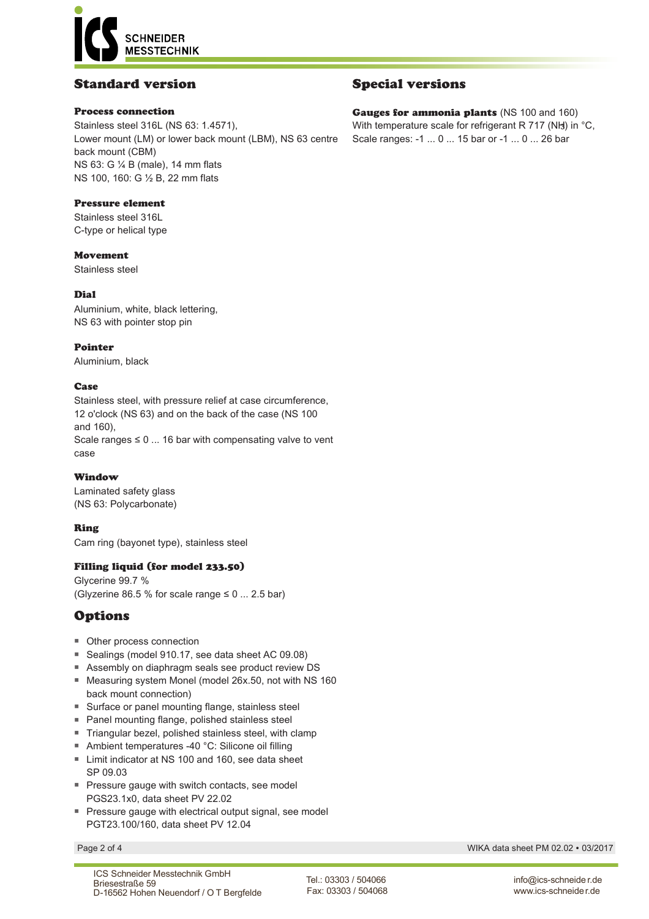## Standard version

### Process connection

Stainless steel 316L (NS 63: 1.4571),
Lower mount (LM) or lower back mount (LBM), NS 63 centre back mount (CBM)
NS 63: G ¼ B (male), 14 mm flats
NS 100, 160: G ½ B, 22 mm flats

### Pressure element

Stainless steel 316L
C-type or helical type

### Movement

Stainless steel

### Dial

Aluminium, white, black lettering,
NS 63 with pointer stop pin

### Pointer

Aluminium, black

### Case

Stainless steel, with pressure relief at case circumference, 12 o'clock (NS 63) and on the back of the case (NS 100 and 160),
Scale ranges ≤ 0 ... 16 bar with compensating valve to vent case

### Window

Laminated safety glass
(NS 63: Polycarbonate)

### Ring

Cam ring (bayonet type), stainless steel

### Filling liquid (for model 233.50)

Glycerine 99.7 %
(Glyzerine 86.5 % for scale range ≤ 0 ... 2.5 bar)

## Options

- Other process connection
- Sealings (model 910.17, see data sheet AC 09.08)
- Assembly on diaphragm seals see product review DS
- Measuring system Monel (model 26x.50, not with NS 160 back mount connection)
- Surface or panel mounting flange, stainless steel
- Panel mounting flange, polished stainless steel
- Triangular bezel, polished stainless steel, with clamp
- Ambient temperatures -40 °C: Silicone oil filling
- Limit indicator at NS 100 and 160, see data sheet SP 09.03
- Pressure gauge with switch contacts, see model PGS23.1x0, data sheet PV 22.02
- Pressure gauge with electrical output signal, see model PGT23.100/160, data sheet PV 12.04

## Special versions

**Gauges for ammonia plants** (NS 100 and 160)
With temperature scale for refrigerant R 717 ($NH_3$) in °C,
Scale ranges: -1 ... 0 ... 15 bar or -1 ... 0 ... 26 bar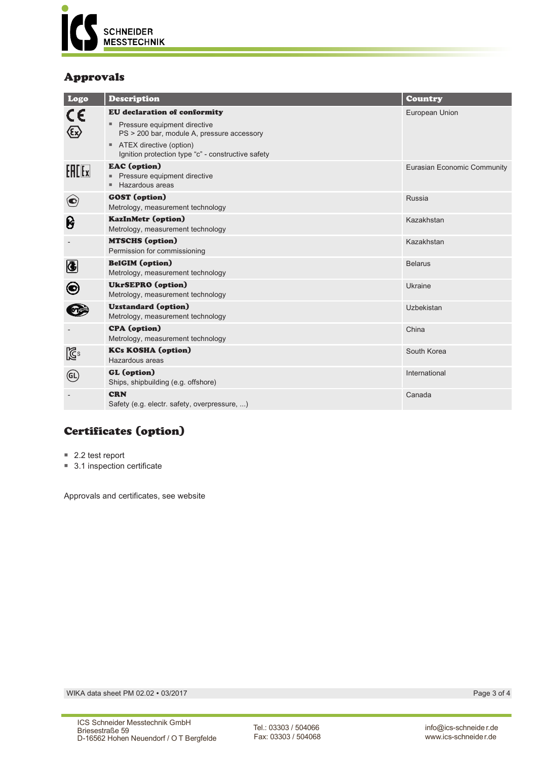## Approvals

| Logo | Description | Country |
|---|---|---|
| | **EU declaration of conformity**<br>▪ Pressure equipment directive<br>PS > 200 bar, module A, pressure accessory<br>▪ ATEX directive (option)<br>Ignition protection type "c" - constructive safety | European Union |
| | **EAC (option)**<br>▪ Pressure equipment directive<br>▪ Hazardous areas | Eurasian Economic Community |
| | **GOST (option)**<br>Metrology, measurement technology | Russia |
| | **KazInMetr (option)**<br>Metrology, measurement technology | Kazakhstan |
| - | **MTSCHS (option)**<br>Permission for commissioning | Kazakhstan |
| | **BelGIM (option)**<br>Metrology, measurement technology | Belarus |
| | **UkrSEPRO (option)**<br>Metrology, measurement technology | Ukraine |
| | **Uzstandard (option)**<br>Metrology, measurement technology | Uzbekistan |
| - | **CPA (option)**<br>Metrology, measurement technology | China |
| | **KCs KOSHA (option)**<br>Hazardous areas | South Korea |
| | **GL (option)**<br>Ships, shipbuilding (e.g. offshore) | International |
| - | **CRN**<br>Safety (e.g. electr. safety, overpressure, ...) | Canada |

## Certificates (option)

- 2.2 test report
- 3.1 inspection certificate

Approvals and certificates, see website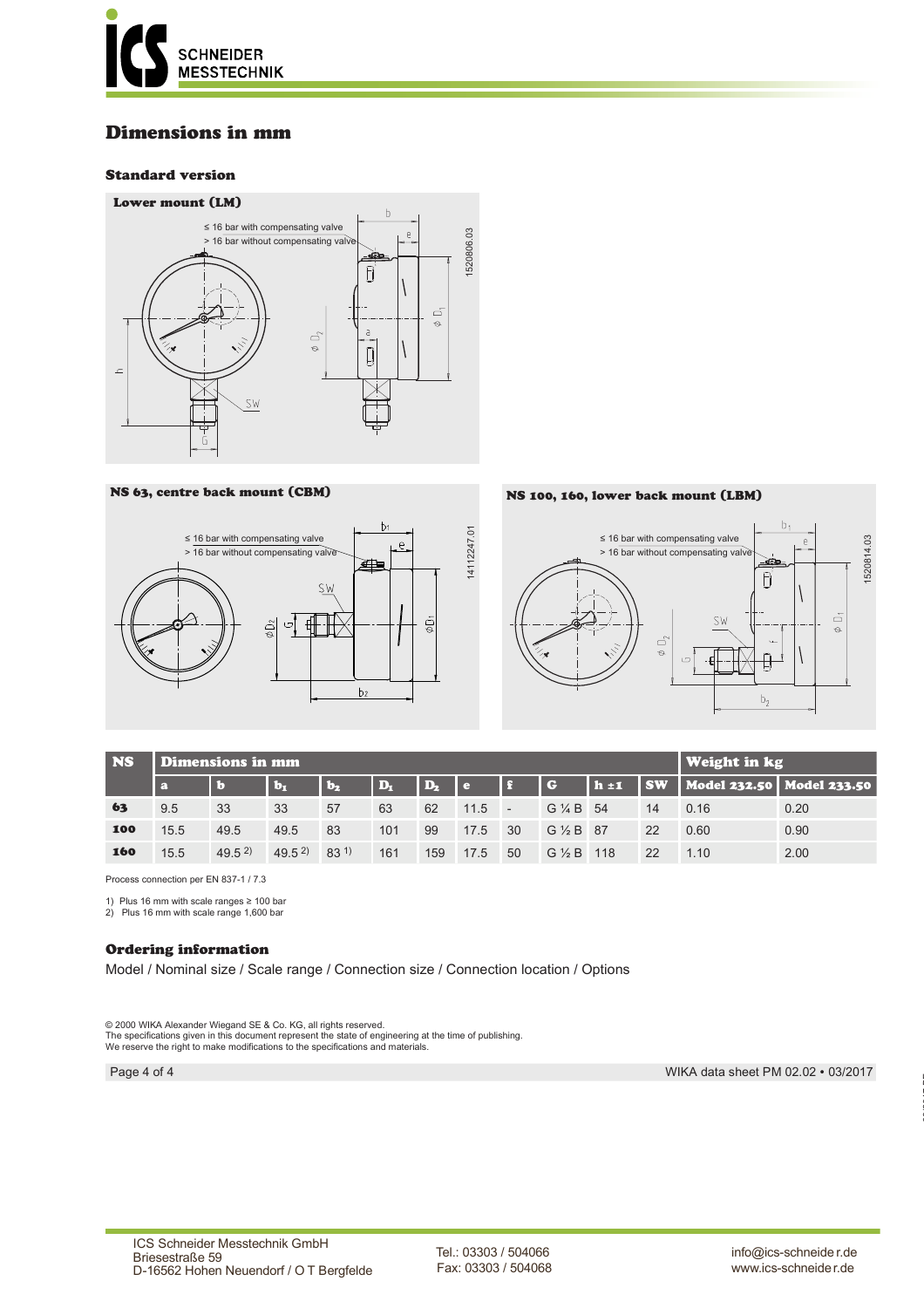# Dimensions in mm

## Standard version

### Lower mount (LM)

≤ 16 bar with compensating valve
> 16 bar without compensating valve

1520806.03

### NS 63, centre back mount (CBM)

≤ 16 bar with compensating valve
> 16 bar without compensating valve

14112247.01

### NS 100, 160, lower back mount (LBM)

≤ 16 bar with compensating valve
> 16 bar without compensating valve

1520814.03

| NS | Dimensions in mm | | | | | | | | | | | Weight in kg | |
|---|---|---|---|---|---|---|---|---|---|---|---|---|---|
| | a | b | $b_1$ | $b_2$ | $D_1$ | $D_2$ | e | f | G | h ±1 | SW | Model 232.50 | Model 233.50 |
| 63 | 9.5 | 33 | 33 | 57 | 63 | 62 | 11.5 | - | G ¼ B | 54 | 14 | 0.16 | 0.20 |
| 100 | 15.5 | 49.5 | 49.5 | 83 | 101 | 99 | 17.5 | 30 | G ½ B | 87 | 22 | 0.60 | 0.90 |
| 160 | 15.5 | 49.5 [2] | 49.5 [2] | 83 [1] | 161 | 159 | 17.5 | 50 | G ½ B | 118 | 22 | 1.10 | 2.00 |

Process connection per EN 837-1 / 7.3

1) Plus 16 mm with scale ranges ≥ 100 bar
2) Plus 16 mm with scale range 1,600 bar

### Ordering information

Model / Nominal size / Scale range / Connection size / Connection location / Options

© 2000 WIKA Alexander Wiegand SE & Co. KG, all rights reserved.
The specifications given in this document represent the state of engineering at the time of publishing.
We reserve the right to make modifications to the specifications and materials.

WIKA data sheet PM 02.02 • 03/2017

ICS Schneider Messtechnik GmbH
Briesestraße 59
D-16562 Hohen Neuendorf / O T Bergfelde

Tel.: 03303 / 504066
Fax: 03303 / 504068

info@ics-schneider.de
www.ics-schneider.de